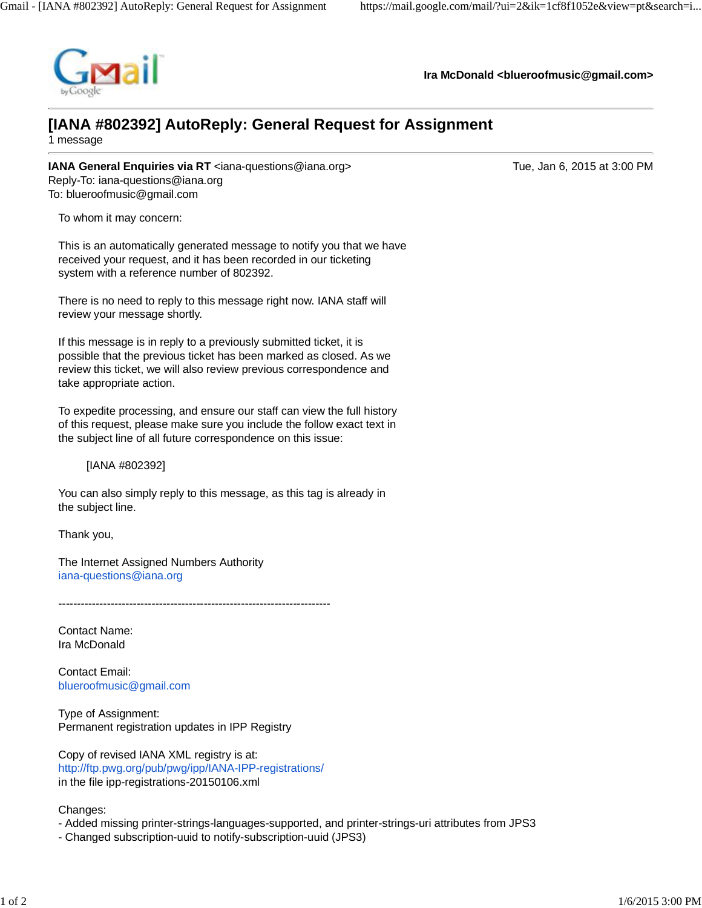Ira McDonald <blueroofmusic@gmail.com>

# [IANA #802392] AutoReply: General Request for Assignment

1 message

**IANA General Enquiries via RT** <iana-questions@iana.org>  Tue, Jan 6, 2015 at 3:00 PM
Reply-To: iana-questions@iana.org
To: blueroofmusic@gmail.com

To whom it may concern:

This is an automatically generated message to notify you that we have received your request, and it has been recorded in our ticketing system with a reference number of 802392.

There is no need to reply to this message right now. IANA staff will review your message shortly.

If this message is in reply to a previously submitted ticket, it is possible that the previous ticket has been marked as closed. As we review this ticket, we will also review previous correspondence and take appropriate action.

To expedite processing, and ensure our staff can view the full history of this request, please make sure you include the follow exact text in the subject line of all future correspondence on this issue:

    [IANA #802392]

You can also simply reply to this message, as this tag is already in the subject line.

Thank you,

The Internet Assigned Numbers Authority
iana-questions@iana.org

-------------------------------------------------------------------------

Contact Name:
Ira McDonald

Contact Email:
blueroofmusic@gmail.com

Type of Assignment:
Permanent registration updates in IPP Registry

Copy of revised IANA XML registry is at:
http://ftp.pwg.org/pub/pwg/ipp/IANA-IPP-registrations/
in the file ipp-registrations-20150106.xml

Changes:
- Added missing printer-strings-languages-supported, and printer-strings-uri attributes from JPS3
- Changed subscription-uuid to notify-subscription-uuid (JPS3)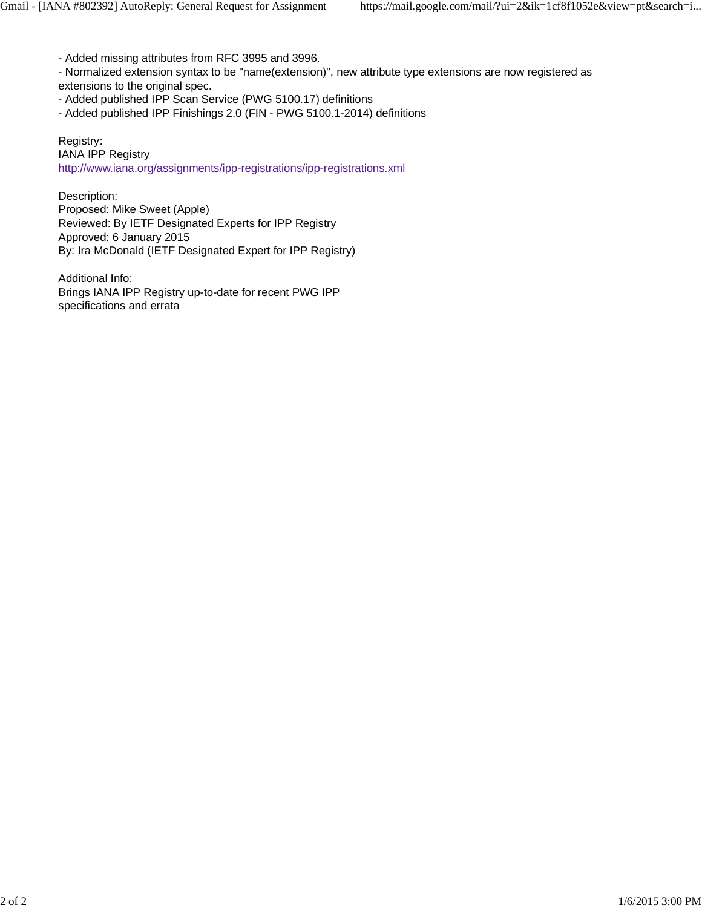- Added missing attributes from RFC 3995 and 3996.
- Normalized extension syntax to be "name(extension)", new attribute type extensions are now registered as extensions to the original spec.
- Added published IPP Scan Service (PWG 5100.17) definitions
- Added published IPP Finishings 2.0 (FIN - PWG 5100.1-2014) definitions

Registry:
IANA IPP Registry
http://www.iana.org/assignments/ipp-registrations/ipp-registrations.xml

Description:
Proposed: Mike Sweet (Apple)
Reviewed: By IETF Designated Experts for IPP Registry
Approved: 6 January 2015
By: Ira McDonald (IETF Designated Expert for IPP Registry)

Additional Info:
Brings IANA IPP Registry up-to-date for recent PWG IPP specifications and errata